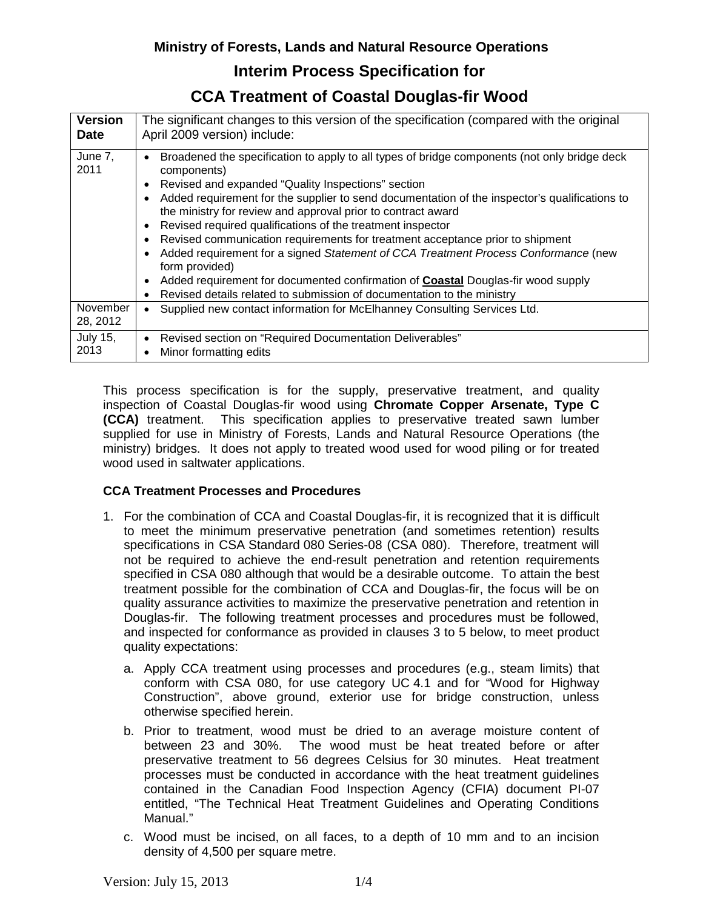**Ministry of Forests, Lands and Natural Resource Operations**

# Interim Process Specification for

# CCA Treatment of Coastal Douglas-fir Wood

| **Version Date** | The significant changes to this version of the specification (compared with the original April 2009 version) include: |
|---|---|
| June 7, 2011 | • Broadened the specification to apply to all types of bridge components (not only bridge deck components)<br>• Revised and expanded "Quality Inspections" section<br>• Added requirement for the supplier to send documentation of the inspector's qualifications to the ministry for review and approval prior to contract award<br>• Revised required qualifications of the treatment inspector<br>• Revised communication requirements for treatment acceptance prior to shipment<br>• Added requirement for a signed *Statement of CCA Treatment Process Conformance* (new form provided)<br>• Added requirement for documented confirmation of **<u>Coastal</u>** Douglas-fir wood supply<br>• Revised details related to submission of documentation to the ministry |
| November 28, 2012 | • Supplied new contact information for McElhanney Consulting Services Ltd. |
| July 15, 2013 | • Revised section on "Required Documentation Deliverables"<br>• Minor formatting edits |

This process specification is for the supply, preservative treatment, and quality inspection of Coastal Douglas-fir wood using **Chromate Copper Arsenate, Type C (CCA)** treatment. This specification applies to preservative treated sawn lumber supplied for use in Ministry of Forests, Lands and Natural Resource Operations (the ministry) bridges. It does not apply to treated wood used for wood piling or for treated wood used in saltwater applications.

**CCA Treatment Processes and Procedures**

1. For the combination of CCA and Coastal Douglas-fir, it is recognized that it is difficult to meet the minimum preservative penetration (and sometimes retention) results specifications in CSA Standard 080 Series-08 (CSA 080). Therefore, treatment will not be required to achieve the end-result penetration and retention requirements specified in CSA 080 although that would be a desirable outcome. To attain the best treatment possible for the combination of CCA and Douglas-fir, the focus will be on quality assurance activities to maximize the preservative penetration and retention in Douglas-fir. The following treatment processes and procedures must be followed, and inspected for conformance as provided in clauses 3 to 5 below, to meet product quality expectations:

   a. Apply CCA treatment using processes and procedures (e.g., steam limits) that conform with CSA 080, for use category UC 4.1 and for "Wood for Highway Construction", above ground, exterior use for bridge construction, unless otherwise specified herein.

   b. Prior to treatment, wood must be dried to an average moisture content of between 23 and 30%. The wood must be heat treated before or after preservative treatment to 56 degrees Celsius for 30 minutes. Heat treatment processes must be conducted in accordance with the heat treatment guidelines contained in the Canadian Food Inspection Agency (CFIA) document PI-07 entitled, "The Technical Heat Treatment Guidelines and Operating Conditions Manual."

   c. Wood must be incised, on all faces, to a depth of 10 mm and to an incision density of 4,500 per square metre.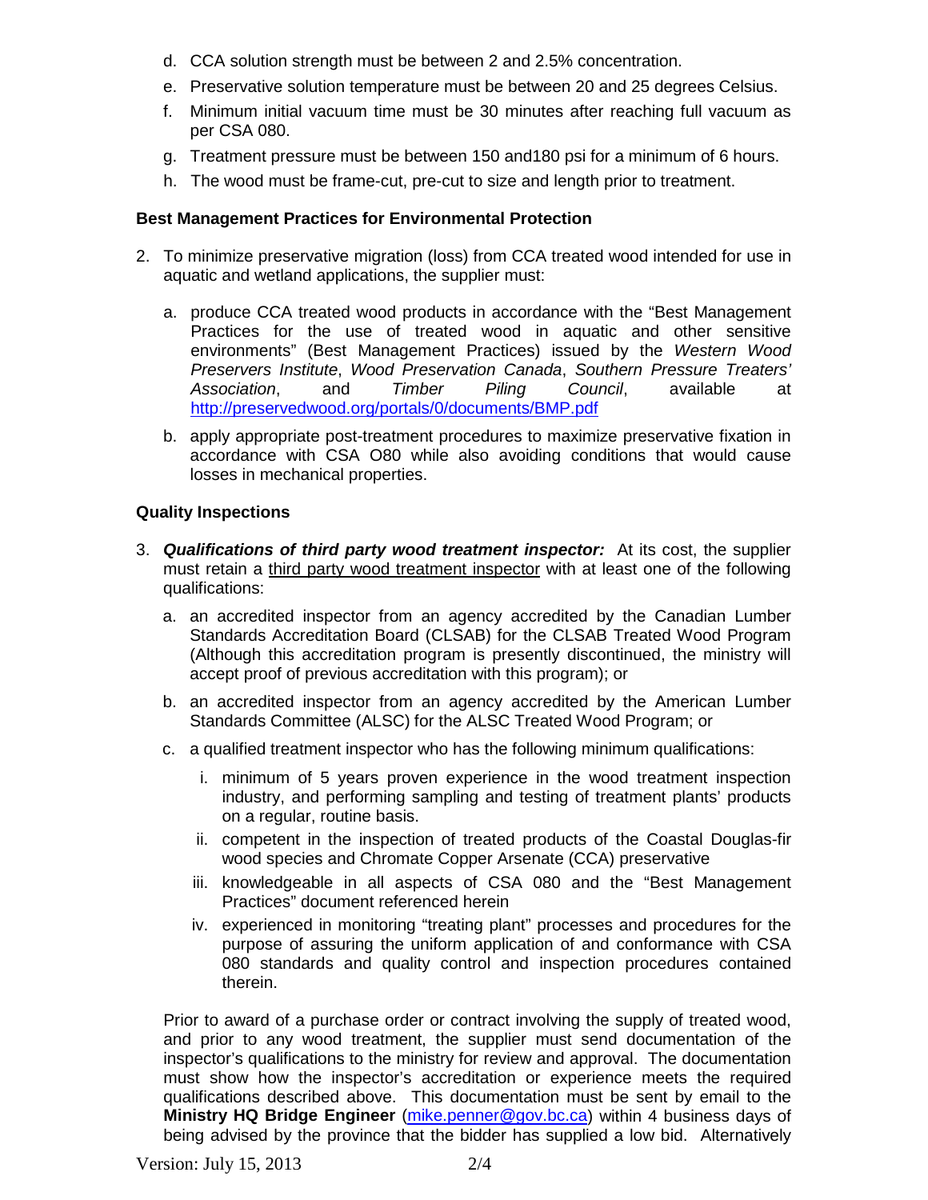d. CCA solution strength must be between 2 and 2.5% concentration.

e. Preservative solution temperature must be between 20 and 25 degrees Celsius.

f. Minimum initial vacuum time must be 30 minutes after reaching full vacuum as per CSA 080.

g. Treatment pressure must be between 150 and180 psi for a minimum of 6 hours.

h. The wood must be frame-cut, pre-cut to size and length prior to treatment.

**Best Management Practices for Environmental Protection**

2. To minimize preservative migration (loss) from CCA treated wood intended for use in aquatic and wetland applications, the supplier must:

   a. produce CCA treated wood products in accordance with the "Best Management Practices for the use of treated wood in aquatic and other sensitive environments" (Best Management Practices) issued by the *Western Wood Preservers Institute*, *Wood Preservation Canada*, *Southern Pressure Treaters' Association*, and *Timber Piling Council*, available at http://preservedwood.org/portals/0/documents/BMP.pdf

   b. apply appropriate post-treatment procedures to maximize preservative fixation in accordance with CSA O80 while also avoiding conditions that would cause losses in mechanical properties.

**Quality Inspections**

3. ***Qualifications of third party wood treatment inspector:*** At its cost, the supplier must retain a third party wood treatment inspector with at least one of the following qualifications:

   a. an accredited inspector from an agency accredited by the Canadian Lumber Standards Accreditation Board (CLSAB) for the CLSAB Treated Wood Program (Although this accreditation program is presently discontinued, the ministry will accept proof of previous accreditation with this program); or

   b. an accredited inspector from an agency accredited by the American Lumber Standards Committee (ALSC) for the ALSC Treated Wood Program; or

   c. a qualified treatment inspector who has the following minimum qualifications:

      i. minimum of 5 years proven experience in the wood treatment inspection industry, and performing sampling and testing of treatment plants' products on a regular, routine basis.

      ii. competent in the inspection of treated products of the Coastal Douglas-fir wood species and Chromate Copper Arsenate (CCA) preservative

      iii. knowledgeable in all aspects of CSA 080 and the "Best Management Practices" document referenced herein

      iv. experienced in monitoring "treating plant" processes and procedures for the purpose of assuring the uniform application of and conformance with CSA 080 standards and quality control and inspection procedures contained therein.

   Prior to award of a purchase order or contract involving the supply of treated wood, and prior to any wood treatment, the supplier must send documentation of the inspector's qualifications to the ministry for review and approval. The documentation must show how the inspector's accreditation or experience meets the required qualifications described above. This documentation must be sent by email to the **Ministry HQ Bridge Engineer** (mike.penner@gov.bc.ca) within 4 business days of being advised by the province that the bidder has supplied a low bid. Alternatively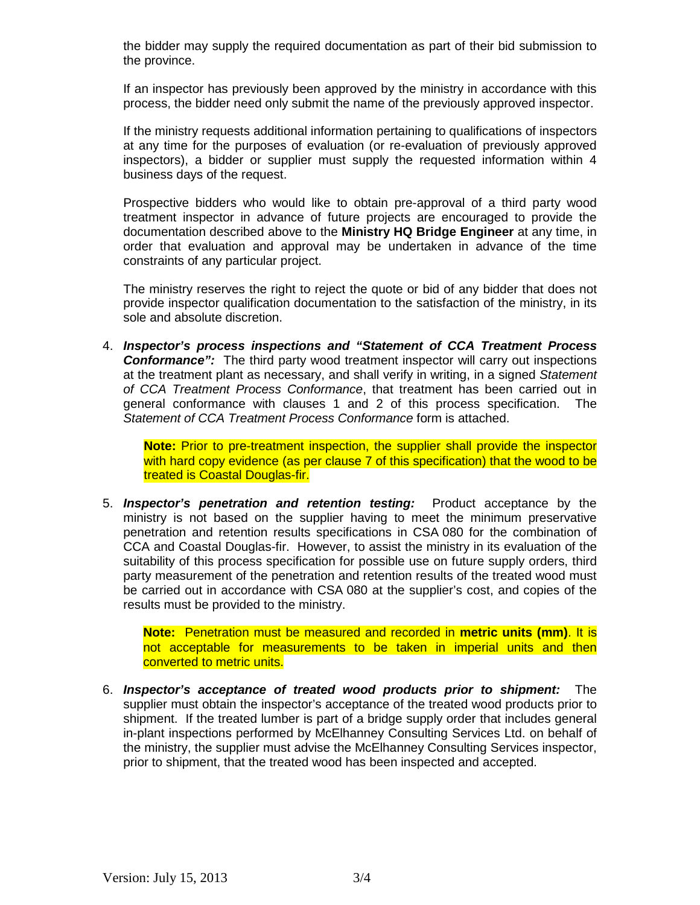the bidder may supply the required documentation as part of their bid submission to the province.

If an inspector has previously been approved by the ministry in accordance with this process, the bidder need only submit the name of the previously approved inspector.

If the ministry requests additional information pertaining to qualifications of inspectors at any time for the purposes of evaluation (or re-evaluation of previously approved inspectors), a bidder or supplier must supply the requested information within 4 business days of the request.

Prospective bidders who would like to obtain pre-approval of a third party wood treatment inspector in advance of future projects are encouraged to provide the documentation described above to the **Ministry HQ Bridge Engineer** at any time, in order that evaluation and approval may be undertaken in advance of the time constraints of any particular project.

The ministry reserves the right to reject the quote or bid of any bidder that does not provide inspector qualification documentation to the satisfaction of the ministry, in its sole and absolute discretion.

4. ***Inspector's process inspections and "Statement of CCA Treatment Process Conformance":*** The third party wood treatment inspector will carry out inspections at the treatment plant as necessary, and shall verify in writing, in a signed *Statement of CCA Treatment Process Conformance*, that treatment has been carried out in general conformance with clauses 1 and 2 of this process specification. The *Statement of CCA Treatment Process Conformance* form is attached.

   **Note:** Prior to pre-treatment inspection, the supplier shall provide the inspector with hard copy evidence (as per clause 7 of this specification) that the wood to be treated is Coastal Douglas-fir.

5. ***Inspector's penetration and retention testing:*** Product acceptance by the ministry is not based on the supplier having to meet the minimum preservative penetration and retention results specifications in CSA 080 for the combination of CCA and Coastal Douglas-fir. However, to assist the ministry in its evaluation of the suitability of this process specification for possible use on future supply orders, third party measurement of the penetration and retention results of the treated wood must be carried out in accordance with CSA 080 at the supplier's cost, and copies of the results must be provided to the ministry.

   **Note:** Penetration must be measured and recorded in **metric units (mm)**. It is not acceptable for measurements to be taken in imperial units and then converted to metric units.

6. ***Inspector's acceptance of treated wood products prior to shipment:*** The supplier must obtain the inspector's acceptance of the treated wood products prior to shipment. If the treated lumber is part of a bridge supply order that includes general in-plant inspections performed by McElhanney Consulting Services Ltd. on behalf of the ministry, the supplier must advise the McElhanney Consulting Services inspector, prior to shipment, that the treated wood has been inspected and accepted.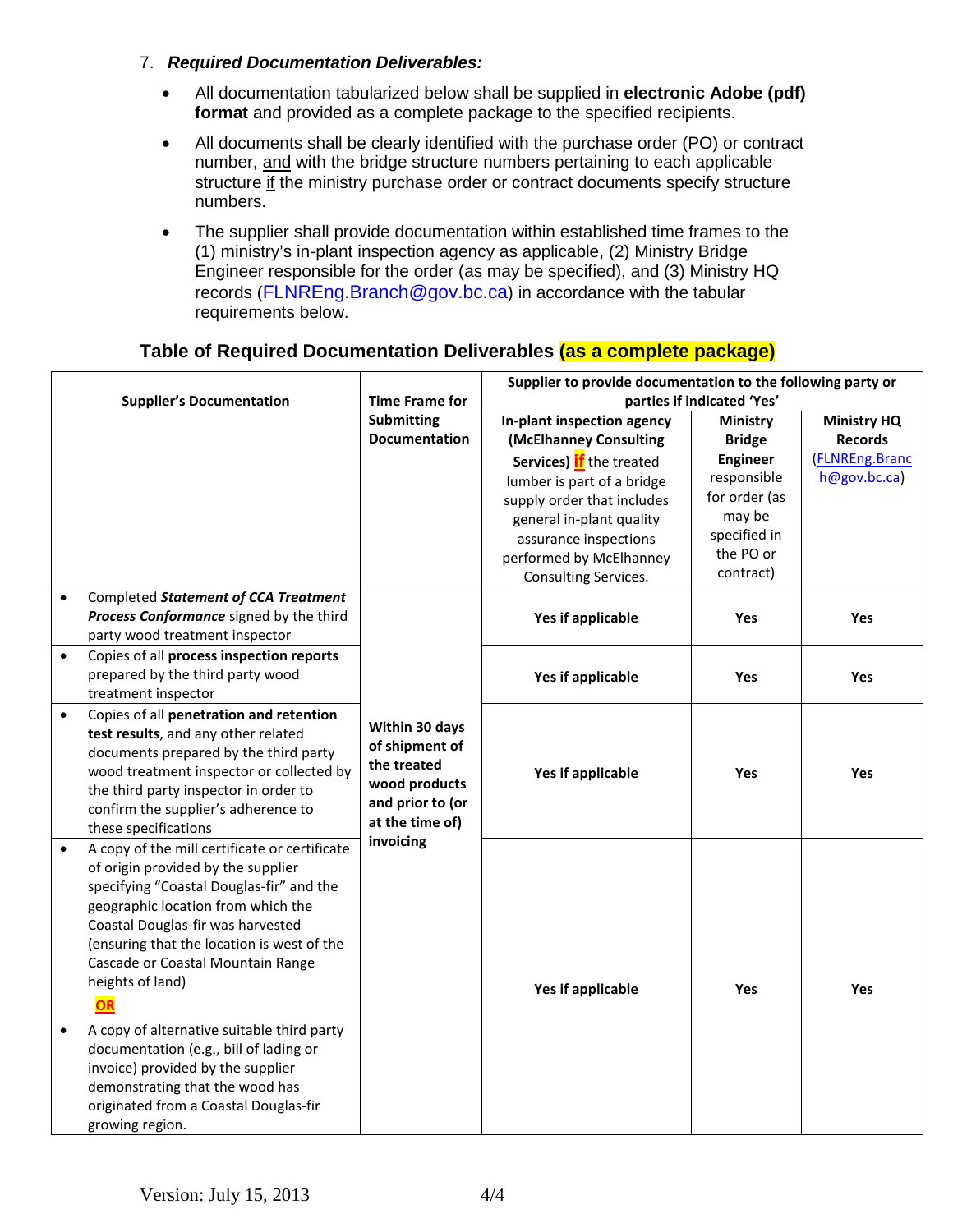7. ***Required Documentation Deliverables:***

- All documentation tabularized below shall be supplied in **electronic Adobe (pdf) format** and provided as a complete package to the specified recipients.
- All documents shall be clearly identified with the purchase order (PO) or contract number, and with the bridge structure numbers pertaining to each applicable structure if the ministry purchase order or contract documents specify structure numbers.
- The supplier shall provide documentation within established time frames to the (1) ministry's in-plant inspection agency as applicable, (2) Ministry Bridge Engineer responsible for the order (as may be specified), and (3) Ministry HQ records (FLNREng.Branch@gov.bc.ca) in accordance with the tabular requirements below.

### Table of Required Documentation Deliverables (as a complete package)

| **Supplier's Documentation** | **Time Frame for Submitting Documentation** | **Supplier to provide documentation to the following party or parties if indicated 'Yes'** | | |
|---|---|---|---|---|
| | | **In-plant inspection agency (McElhanney Consulting Services)** **if** the treated lumber is part of a bridge supply order that includes general in-plant quality assurance inspections performed by McElhanney Consulting Services. | **Ministry Bridge Engineer** responsible for order (as may be specified in the PO or contract) | **Ministry HQ Records** (FLNREng.Branch@gov.bc.ca) |
| • Completed ***Statement of CCA Treatment Process Conformance*** signed by the third party wood treatment inspector | **Within 30 days of shipment of the treated wood products and prior to (or at the time of) invoicing** | **Yes if applicable** | **Yes** | **Yes** |
| • Copies of all **process inspection reports** prepared by the third party wood treatment inspector | | **Yes if applicable** | **Yes** | **Yes** |
| • Copies of all **penetration and retention test results**, and any other related documents prepared by the third party wood treatment inspector or collected by the third party inspector in order to confirm the supplier's adherence to these specifications | | **Yes if applicable** | **Yes** | **Yes** |
| • A copy of the mill certificate or certificate of origin provided by the supplier specifying "Coastal Douglas-fir" and the geographic location from which the Coastal Douglas-fir was harvested (ensuring that the location is west of the Cascade or Coastal Mountain Range heights of land) **OR** • A copy of alternative suitable third party documentation (e.g., bill of lading or invoice) provided by the supplier demonstrating that the wood has originated from a Coastal Douglas-fir growing region. | | **Yes if applicable** | **Yes** | **Yes** |

Version: July 15, 2013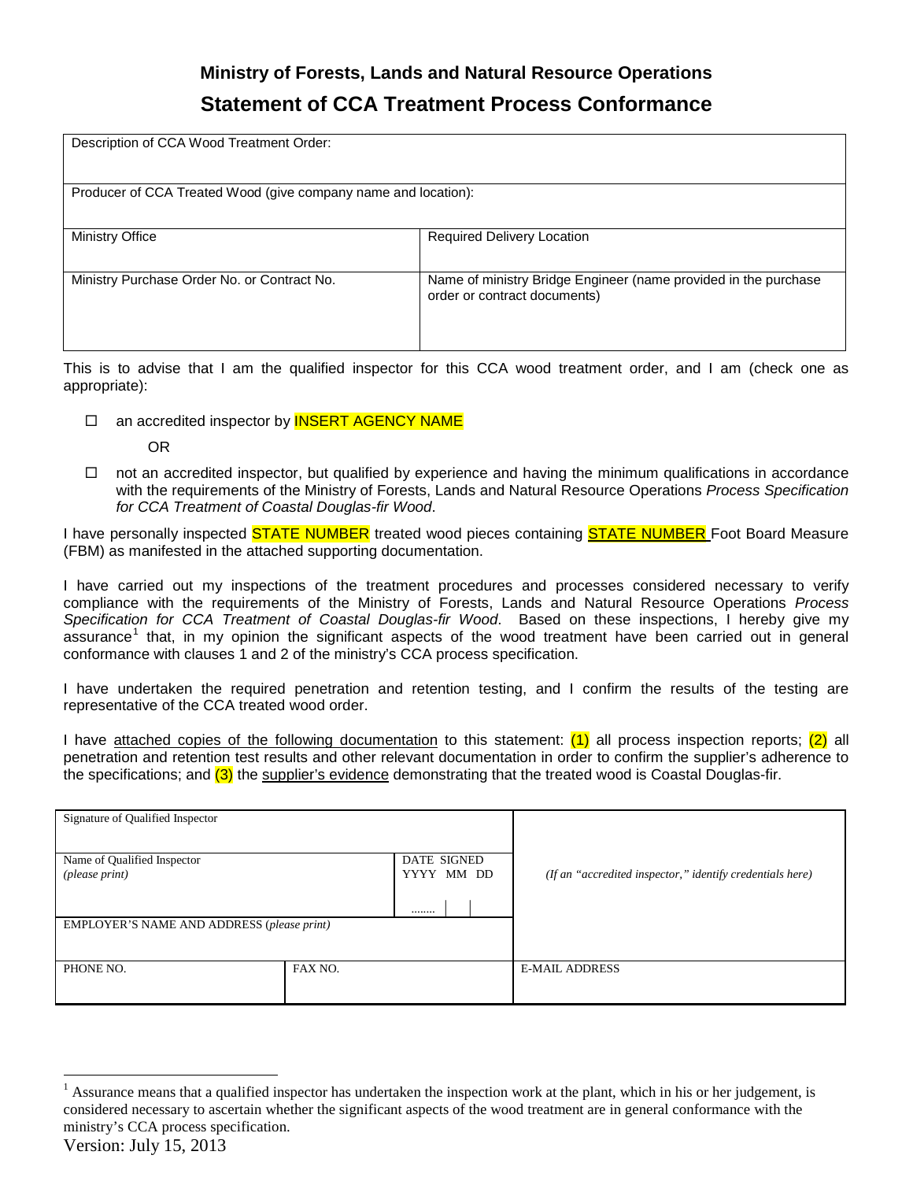## Ministry of Forests, Lands and Natural Resource Operations

# Statement of CCA Treatment Process Conformance

| | |
|---|---|
| Description of CCA Wood Treatment Order: | |
| Producer of CCA Treated Wood (give company name and location): | |
| Ministry Office | Required Delivery Location |
| Ministry Purchase Order No. or Contract No. | Name of ministry Bridge Engineer (name provided in the purchase order or contract documents) |

This is to advise that I am the qualified inspector for this CCA wood treatment order, and I am (check one as appropriate):

- ☐ an accredited inspector by INSERT AGENCY NAME

  OR

- ☐ not an accredited inspector, but qualified by experience and having the minimum qualifications in accordance with the requirements of the Ministry of Forests, Lands and Natural Resource Operations *Process Specification for CCA Treatment of Coastal Douglas-fir Wood*.

I have personally inspected STATE NUMBER treated wood pieces containing STATE NUMBER Foot Board Measure (FBM) as manifested in the attached supporting documentation.

I have carried out my inspections of the treatment procedures and processes considered necessary to verify compliance with the requirements of the Ministry of Forests, Lands and Natural Resource Operations *Process Specification for CCA Treatment of Coastal Douglas-fir Wood*. Based on these inspections, I hereby give my assurance[1] that, in my opinion the significant aspects of the wood treatment have been carried out in general conformance with clauses 1 and 2 of the ministry's CCA process specification.

I have undertaken the required penetration and retention testing, and I confirm the results of the testing are representative of the CCA treated wood order.

I have attached copies of the following documentation to this statement: (1) all process inspection reports; (2) all penetration and retention test results and other relevant documentation in order to confirm the supplier's adherence to the specifications; and (3) the supplier's evidence demonstrating that the treated wood is Coastal Douglas-fir.

| | | | |
|---|---|---|---|
| Signature of Qualified Inspector | | | *(If an "accredited inspector," identify credentials here)* |
| Name of Qualified Inspector *(please print)* | | DATE SIGNED YYYY MM DD | |
| EMPLOYER'S NAME AND ADDRESS *(please print)* | | | |
| PHONE NO. | FAX NO. | | E-MAIL ADDRESS |

[1] Assurance means that a qualified inspector has undertaken the inspection work at the plant, which in his or her judgement, is considered necessary to ascertain whether the significant aspects of the wood treatment are in general conformance with the ministry's CCA process specification.

Version: July 15, 2013